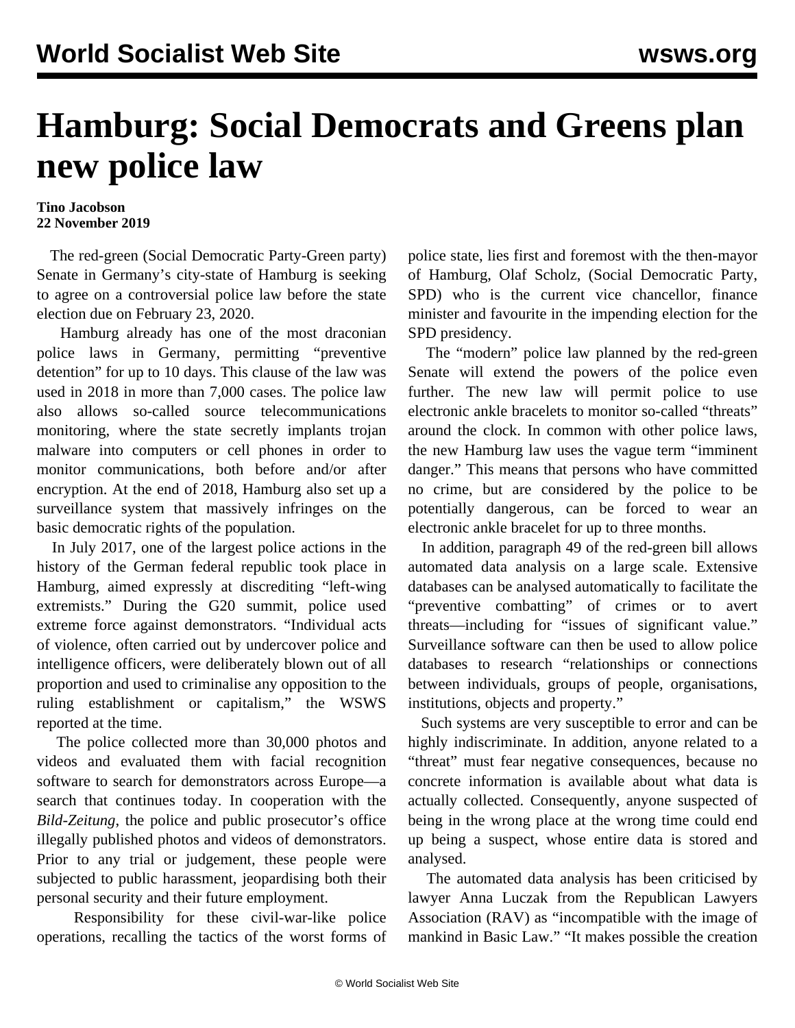# Hamburg: Social Democrats and Greens plan new police law

**Tino Jacobson**
**22 November 2019**

The red-green (Social Democratic Party-Green party) Senate in Germany's city-state of Hamburg is seeking to agree on a controversial police law before the state election due on February 23, 2020.

Hamburg already has one of the most draconian police laws in Germany, permitting "preventive detention" for up to 10 days. This clause of the law was used in 2018 in more than 7,000 cases. The police law also allows so-called source telecommunications monitoring, where the state secretly implants trojan malware into computers or cell phones in order to monitor communications, both before and/or after encryption. At the end of 2018, Hamburg also set up a surveillance system that massively infringes on the basic democratic rights of the population.

In July 2017, one of the largest police actions in the history of the German federal republic took place in Hamburg, aimed expressly at discrediting "left-wing extremists." During the G20 summit, police used extreme force against demonstrators. "Individual acts of violence, often carried out by undercover police and intelligence officers, were deliberately blown out of all proportion and used to criminalise any opposition to the ruling establishment or capitalism," the WSWS reported at the time.

The police collected more than 30,000 photos and videos and evaluated them with facial recognition software to search for demonstrators across Europe—a search that continues today. In cooperation with the *Bild-Zeitung*, the police and public prosecutor's office illegally published photos and videos of demonstrators. Prior to any trial or judgement, these people were subjected to public harassment, jeopardising both their personal security and their future employment.

Responsibility for these civil-war-like police operations, recalling the tactics of the worst forms of police state, lies first and foremost with the then-mayor of Hamburg, Olaf Scholz, (Social Democratic Party, SPD) who is the current vice chancellor, finance minister and favourite in the impending election for the SPD presidency.

The "modern" police law planned by the red-green Senate will extend the powers of the police even further. The new law will permit police to use electronic ankle bracelets to monitor so-called "threats" around the clock. In common with other police laws, the new Hamburg law uses the vague term "imminent danger." This means that persons who have committed no crime, but are considered by the police to be potentially dangerous, can be forced to wear an electronic ankle bracelet for up to three months.

In addition, paragraph 49 of the red-green bill allows automated data analysis on a large scale. Extensive databases can be analysed automatically to facilitate the "preventive combatting" of crimes or to avert threats—including for "issues of significant value." Surveillance software can then be used to allow police databases to research "relationships or connections between individuals, groups of people, organisations, institutions, objects and property."

Such systems are very susceptible to error and can be highly indiscriminate. In addition, anyone related to a "threat" must fear negative consequences, because no concrete information is available about what data is actually collected. Consequently, anyone suspected of being in the wrong place at the wrong time could end up being a suspect, whose entire data is stored and analysed.

The automated data analysis has been criticised by lawyer Anna Luczak from the Republican Lawyers Association (RAV) as "incompatible with the image of mankind in Basic Law." "It makes possible the creation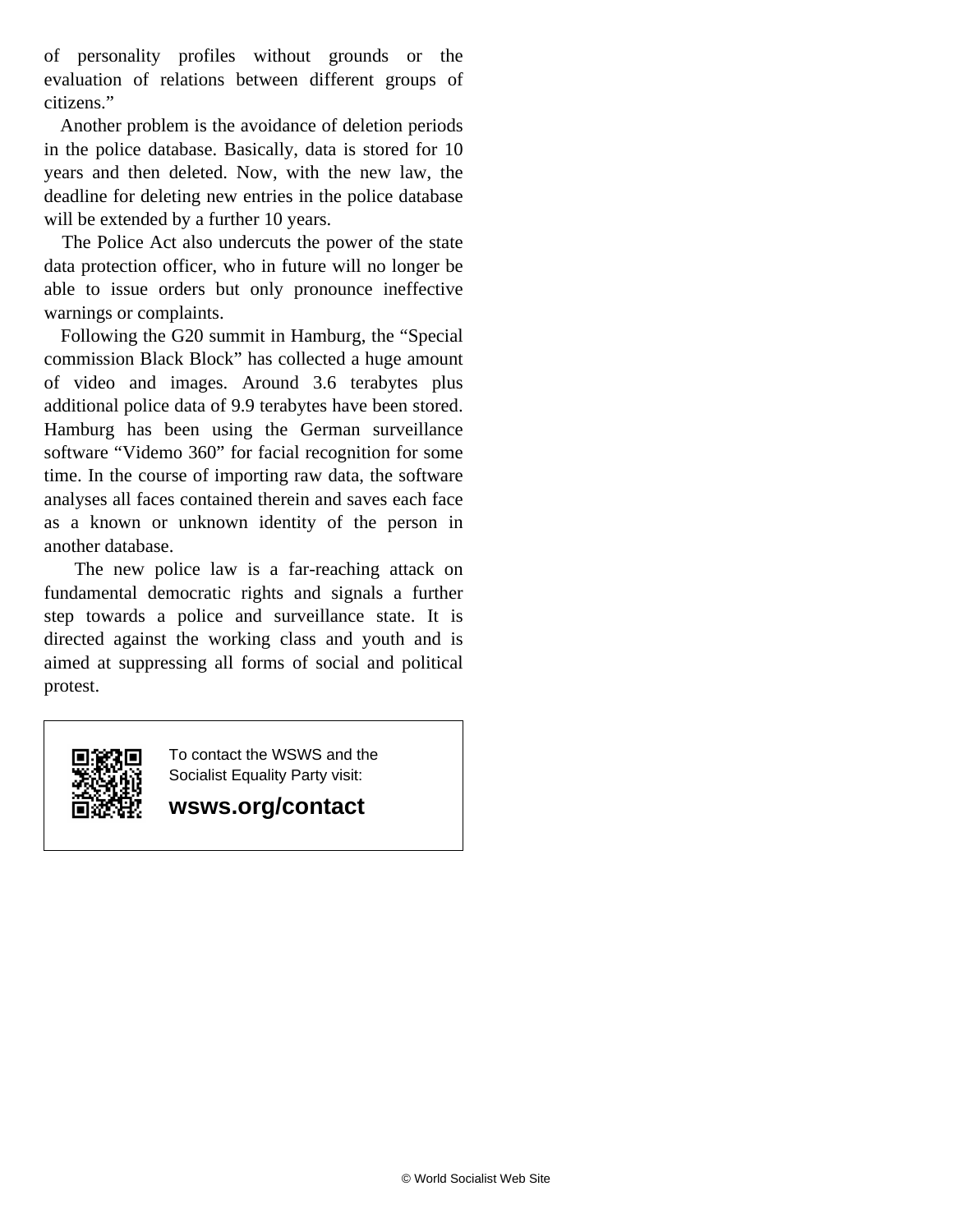of personality profiles without grounds or the evaluation of relations between different groups of citizens."

Another problem is the avoidance of deletion periods in the police database. Basically, data is stored for 10 years and then deleted. Now, with the new law, the deadline for deleting new entries in the police database will be extended by a further 10 years.

The Police Act also undercuts the power of the state data protection officer, who in future will no longer be able to issue orders but only pronounce ineffective warnings or complaints.

Following the G20 summit in Hamburg, the "Special commission Black Block" has collected a huge amount of video and images. Around 3.6 terabytes plus additional police data of 9.9 terabytes have been stored. Hamburg has been using the German surveillance software "Videmo 360" for facial recognition for some time. In the course of importing raw data, the software analyses all faces contained therein and saves each face as a known or unknown identity of the person in another database.

The new police law is a far-reaching attack on fundamental democratic rights and signals a further step towards a police and surveillance state. It is directed against the working class and youth and is aimed at suppressing all forms of social and political protest.

To contact the WSWS and the Socialist Equality Party visit:

**wsws.org/contact**